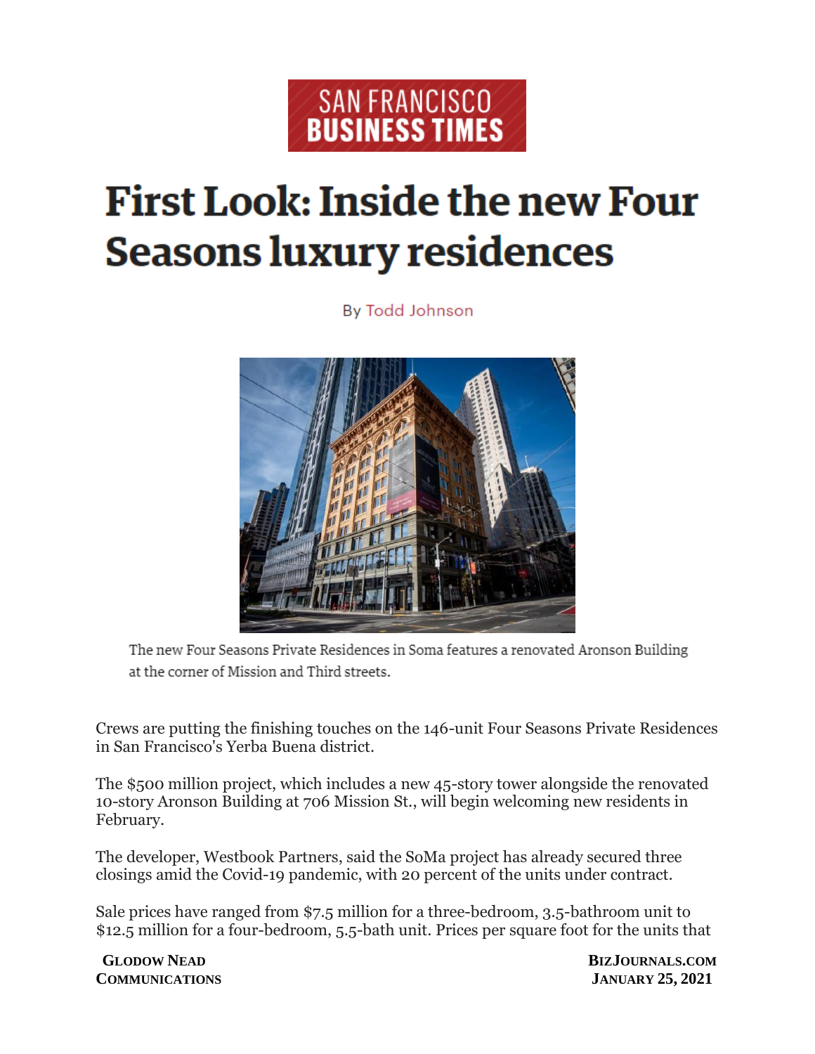SAN FRANCISCO
BUSINESS TIMES

# First Look: Inside the new Four Seasons luxury residences

By Todd Johnson

The new Four Seasons Private Residences in Soma features a renovated Aronson Building at the corner of Mission and Third streets.

Crews are putting the finishing touches on the 146-unit Four Seasons Private Residences in San Francisco's Yerba Buena district.

The $500 million project, which includes a new 45-story tower alongside the renovated 10-story Aronson Building at 706 Mission St., will begin welcoming new residents in February.

The developer, Westbook Partners, said the SoMa project has already secured three closings amid the Covid-19 pandemic, with 20 percent of the units under contract.

Sale prices have ranged from $7.5 million for a three-bedroom, 3.5-bathroom unit to $12.5 million for a four-bedroom, 5.5-bath unit. Prices per square foot for the units that

GLODOW NEAD COMMUNICATIONS

BIZJOURNALS.COM
JANUARY 25, 2021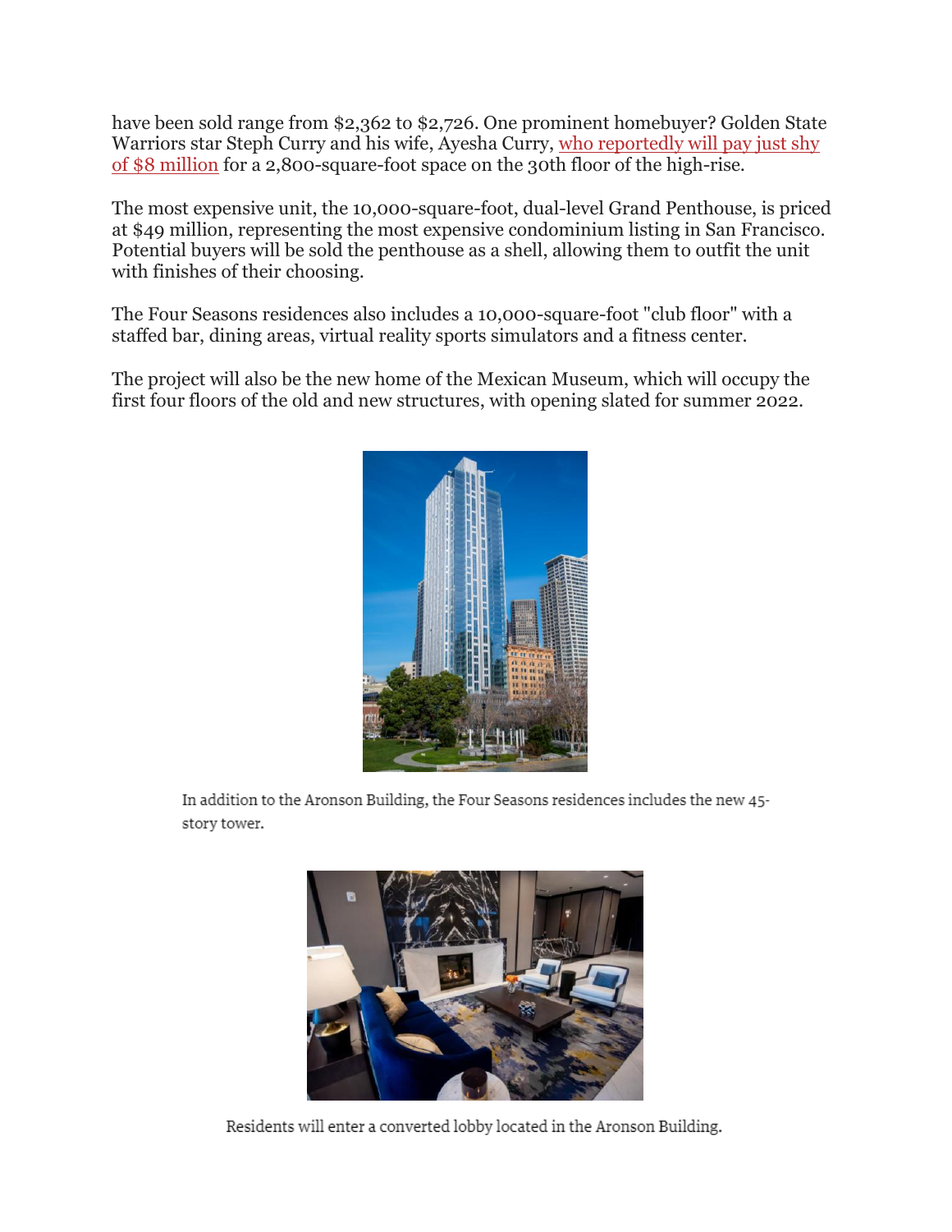have been sold range from $2,362 to $2,726. One prominent homebuyer? Golden State Warriors star Steph Curry and his wife, Ayesha Curry, who reportedly will pay just shy of $8 million for a 2,800-square-foot space on the 30th floor of the high-rise.

The most expensive unit, the 10,000-square-foot, dual-level Grand Penthouse, is priced at $49 million, representing the most expensive condominium listing in San Francisco. Potential buyers will be sold the penthouse as a shell, allowing them to outfit the unit with finishes of their choosing.

The Four Seasons residences also includes a 10,000-square-foot "club floor" with a staffed bar, dining areas, virtual reality sports simulators and a fitness center.

The project will also be the new home of the Mexican Museum, which will occupy the first four floors of the old and new structures, with opening slated for summer 2022.

In addition to the Aronson Building, the Four Seasons residences includes the new 45-story tower.

Residents will enter a converted lobby located in the Aronson Building.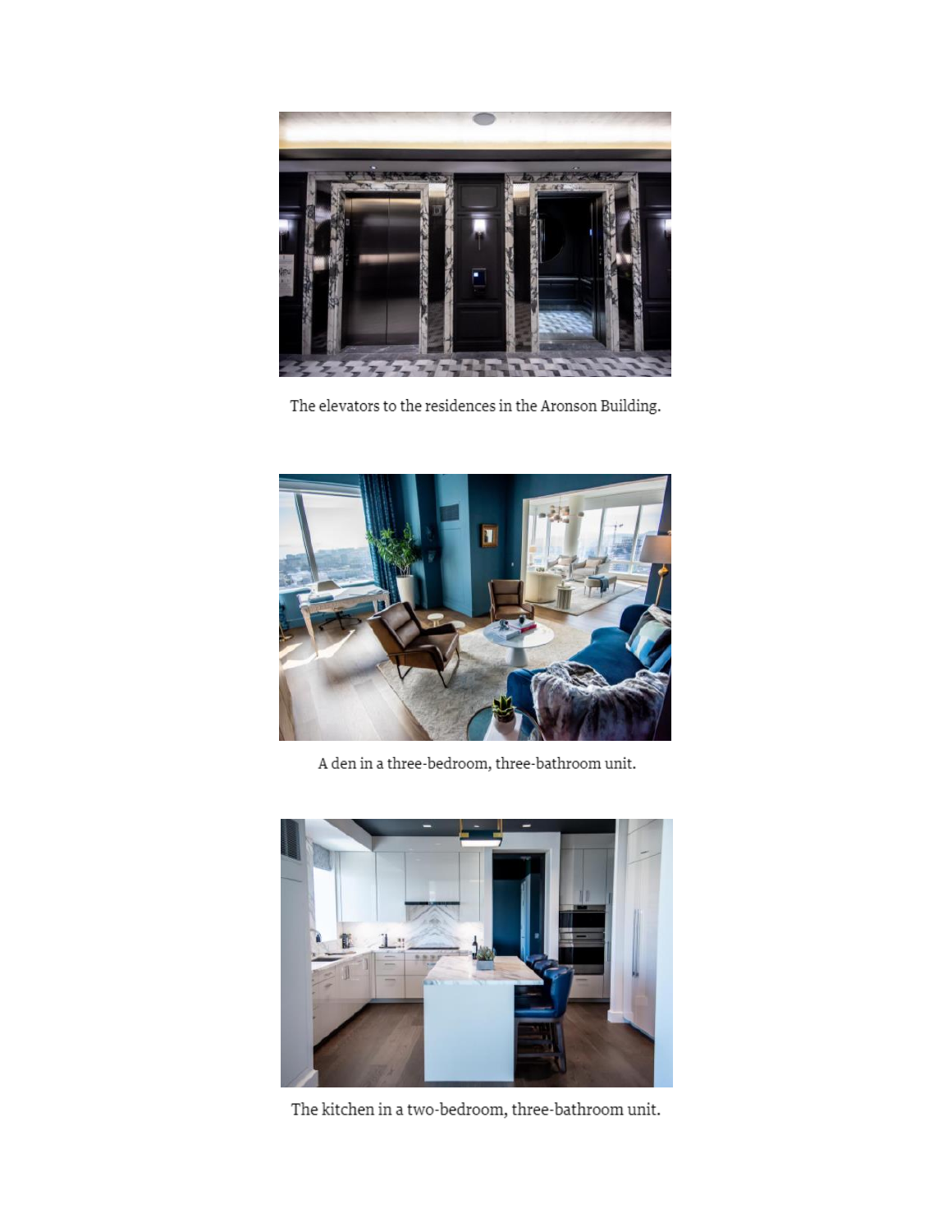The elevators to the residences in the Aronson Building.

A den in a three-bedroom, three-bathroom unit.

The kitchen in a two-bedroom, three-bathroom unit.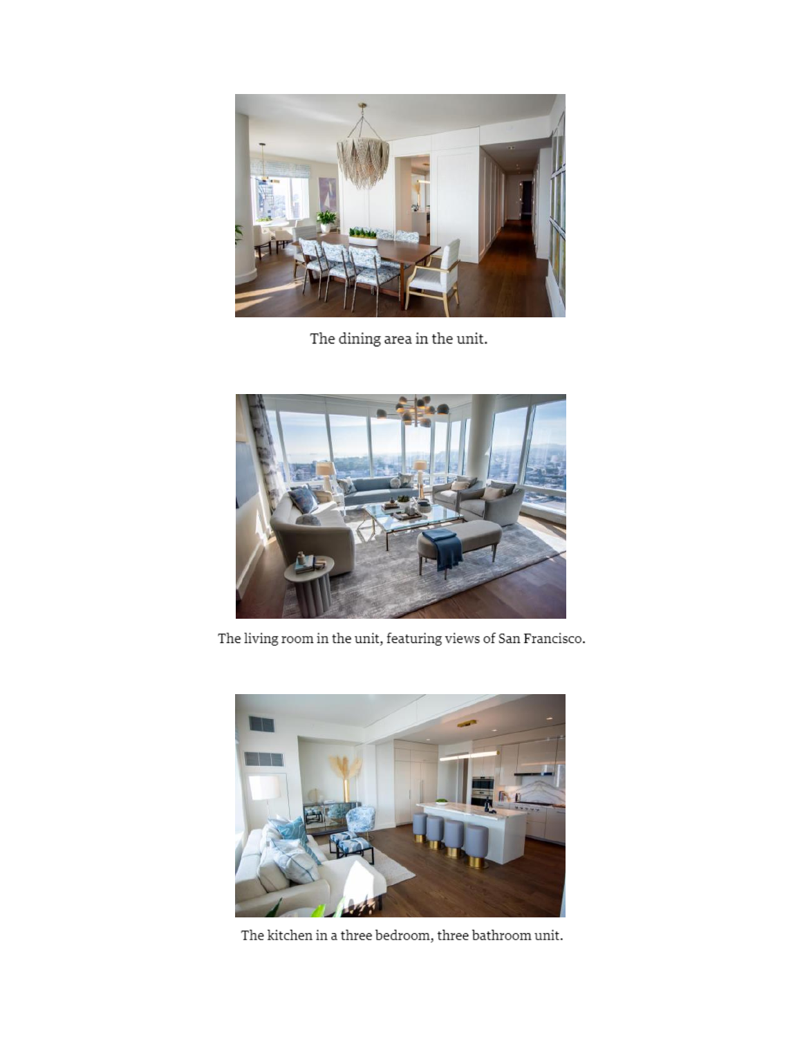The dining area in the unit.

The living room in the unit, featuring views of San Francisco.

The kitchen in a three bedroom, three bathroom unit.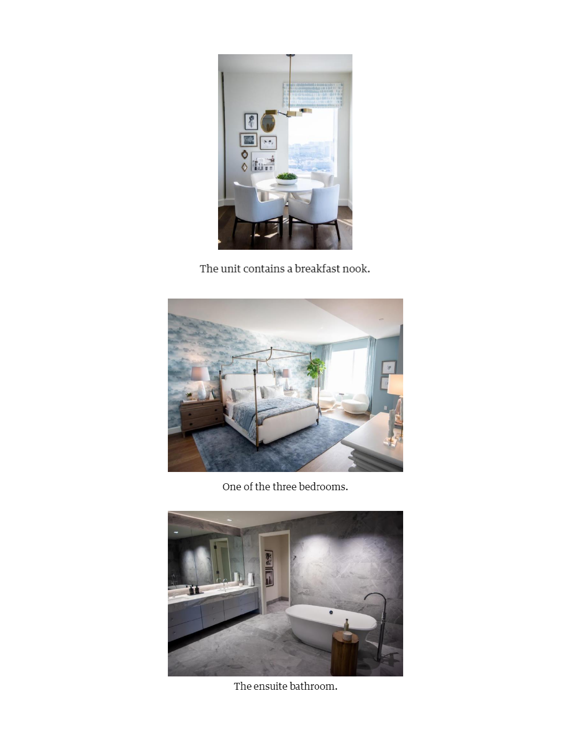The unit contains a breakfast nook.

One of the three bedrooms.

The ensuite bathroom.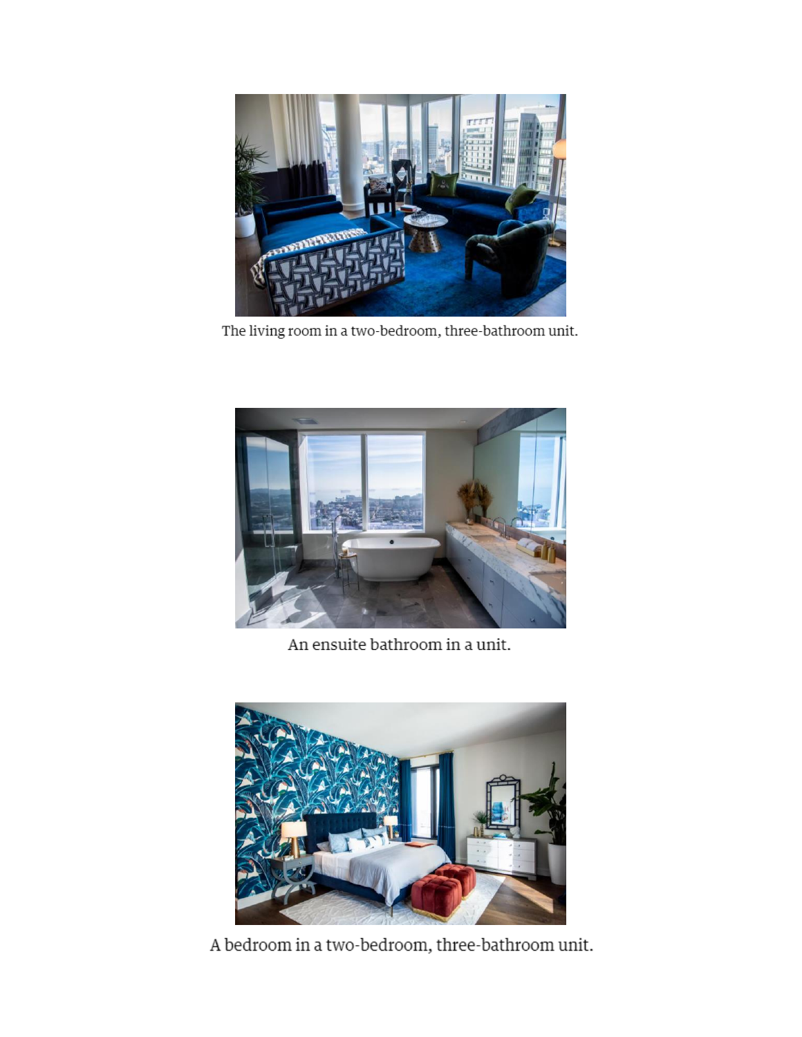The living room in a two-bedroom, three-bathroom unit.

An ensuite bathroom in a unit.

A bedroom in a two-bedroom, three-bathroom unit.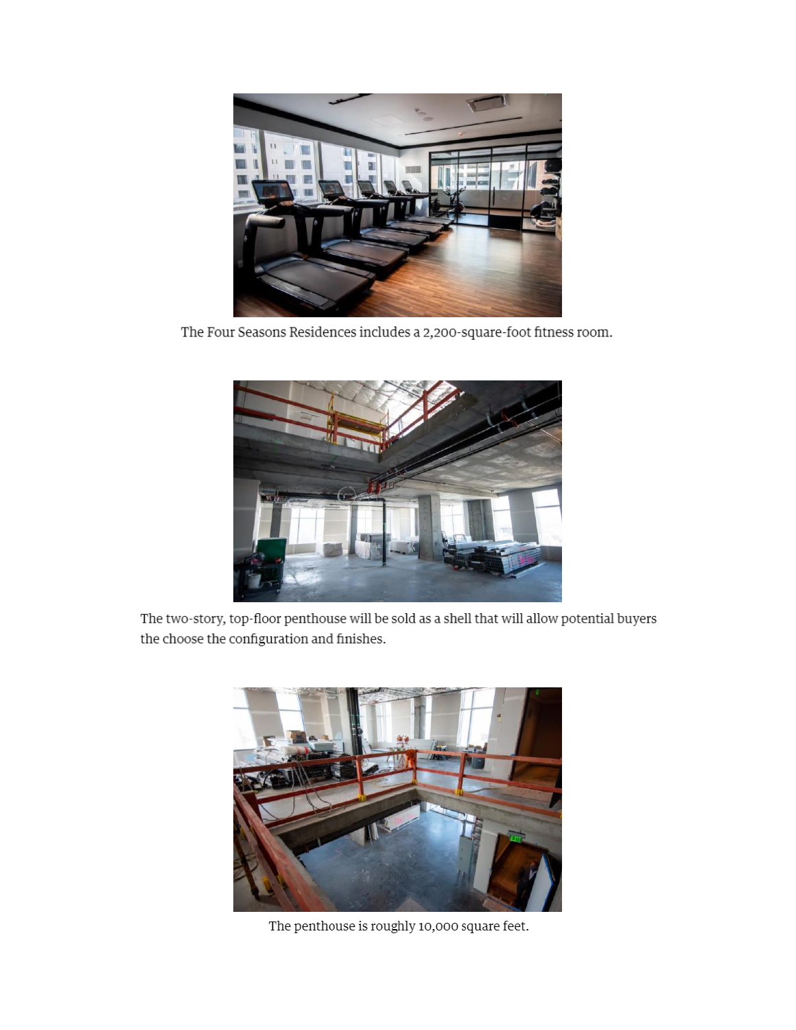The Four Seasons Residences includes a 2,200-square-foot fitness room.

The two-story, top-floor penthouse will be sold as a shell that will allow potential buyers the choose the configuration and finishes.

The penthouse is roughly 10,000 square feet.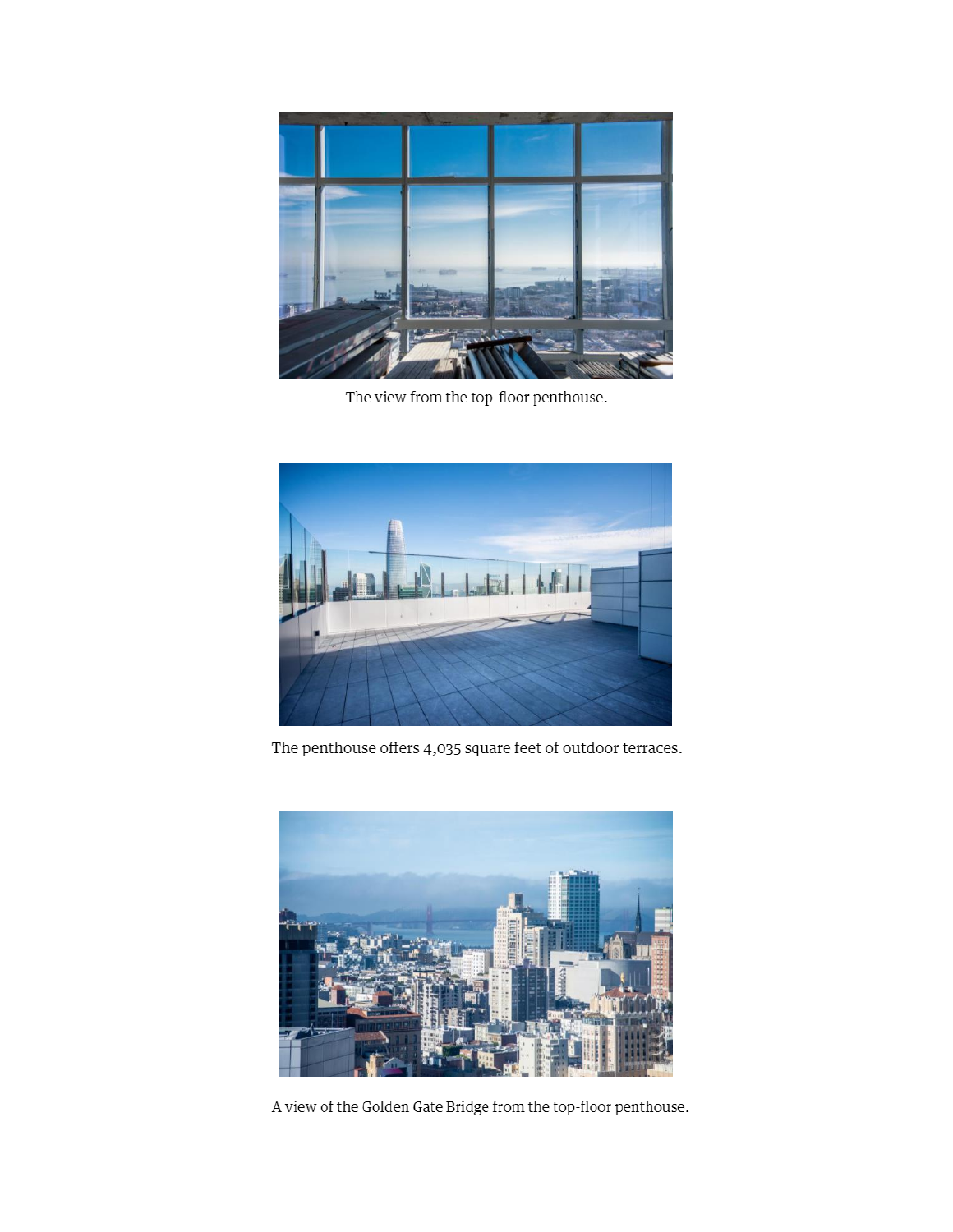The view from the top-floor penthouse.

The penthouse offers 4,035 square feet of outdoor terraces.

A view of the Golden Gate Bridge from the top-floor penthouse.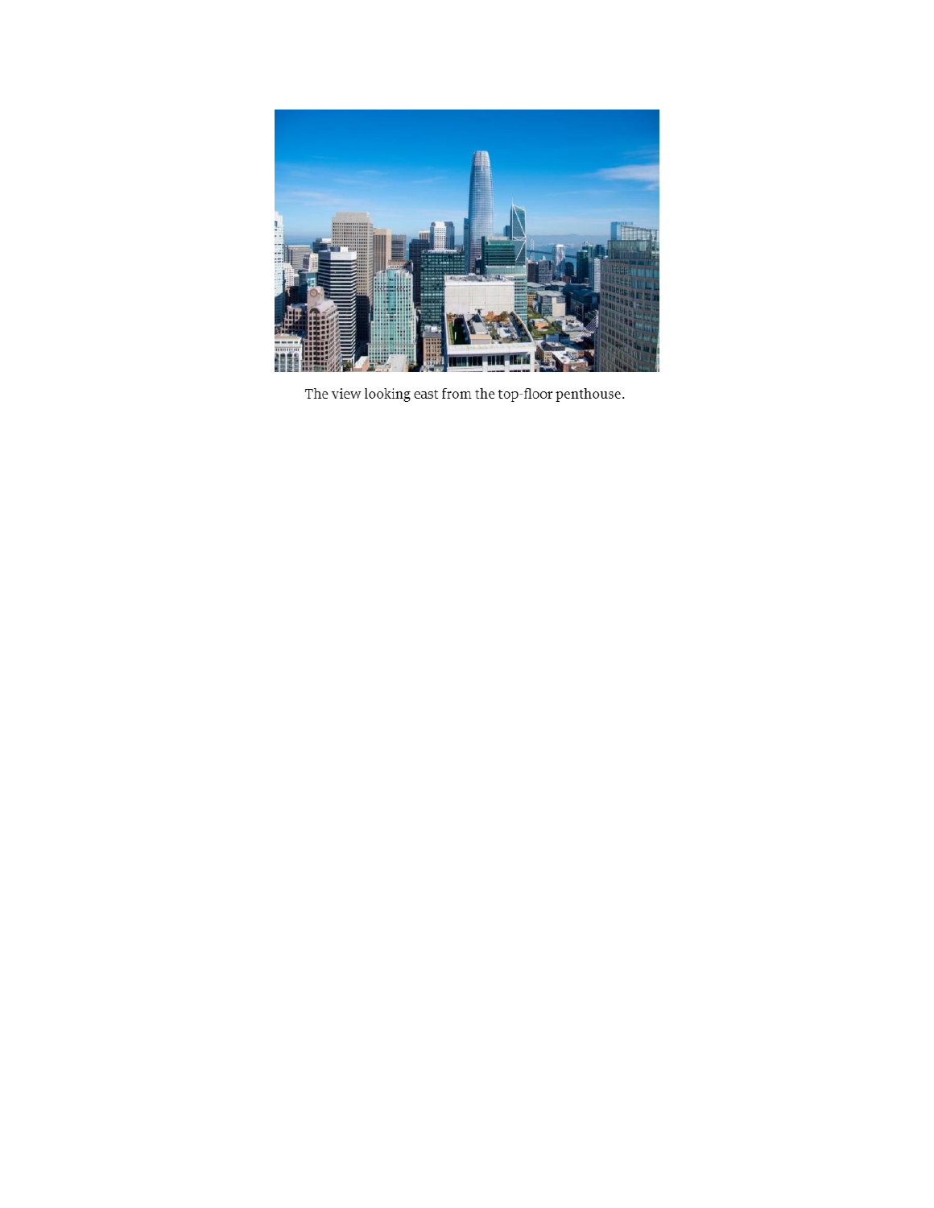The view looking east from the top-floor penthouse.